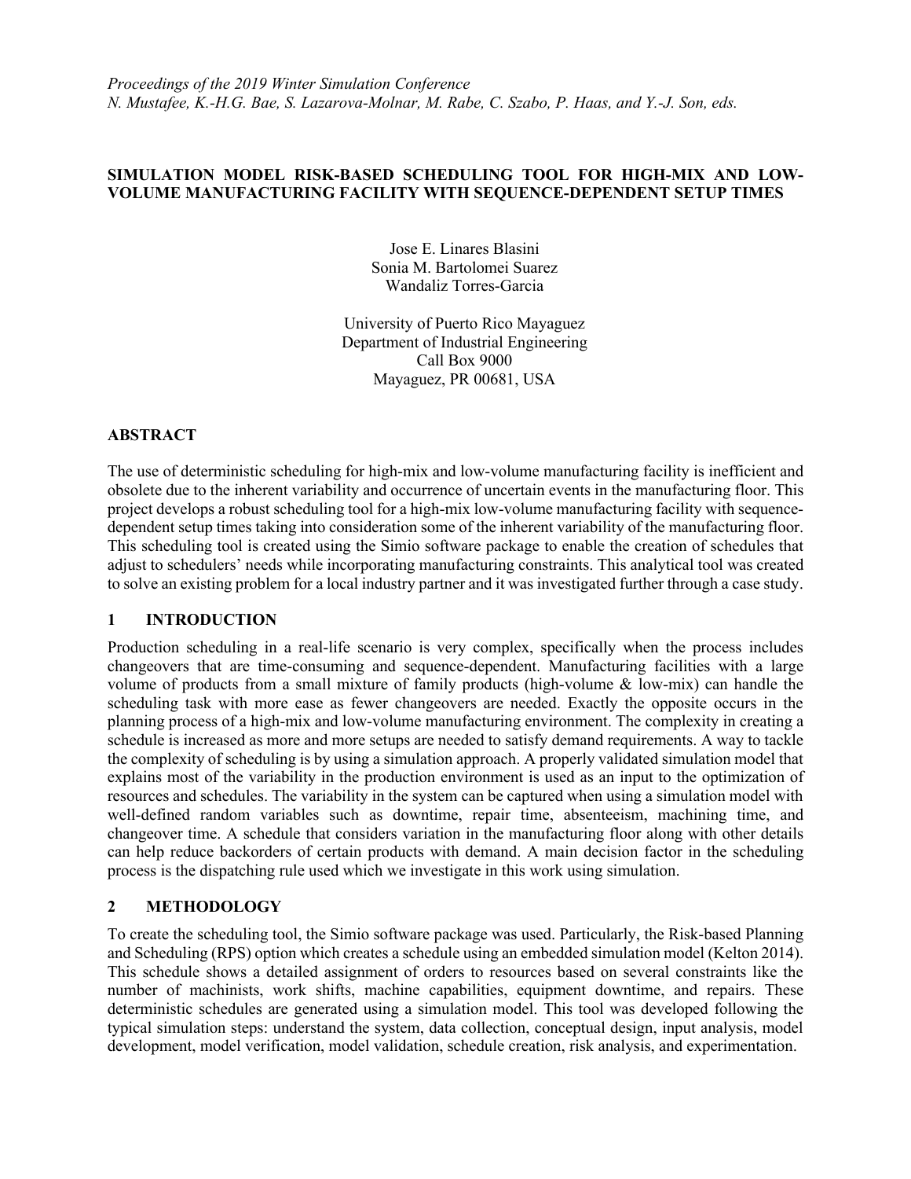*Proceedings of the 2019 Winter Simulation Conference*
*N. Mustafee, K.-H.G. Bae, S. Lazarova-Molnar, M. Rabe, C. Szabo, P. Haas, and Y.-J. Son, eds.*

# SIMULATION MODEL RISK-BASED SCHEDULING TOOL FOR HIGH-MIX AND LOW-VOLUME MANUFACTURING FACILITY WITH SEQUENCE-DEPENDENT SETUP TIMES

Jose E. Linares Blasini
Sonia M. Bartolomei Suarez
Wandaliz Torres-Garcia

University of Puerto Rico Mayaguez
Department of Industrial Engineering
Call Box 9000
Mayaguez, PR 00681, USA

## ABSTRACT

The use of deterministic scheduling for high-mix and low-volume manufacturing facility is inefficient and obsolete due to the inherent variability and occurrence of uncertain events in the manufacturing floor. This project develops a robust scheduling tool for a high-mix low-volume manufacturing facility with sequence-dependent setup times taking into consideration some of the inherent variability of the manufacturing floor. This scheduling tool is created using the Simio software package to enable the creation of schedules that adjust to schedulers' needs while incorporating manufacturing constraints. This analytical tool was created to solve an existing problem for a local industry partner and it was investigated further through a case study.

## 1 INTRODUCTION

Production scheduling in a real-life scenario is very complex, specifically when the process includes changeovers that are time-consuming and sequence-dependent. Manufacturing facilities with a large volume of products from a small mixture of family products (high-volume & low-mix) can handle the scheduling task with more ease as fewer changeovers are needed. Exactly the opposite occurs in the planning process of a high-mix and low-volume manufacturing environment. The complexity in creating a schedule is increased as more and more setups are needed to satisfy demand requirements. A way to tackle the complexity of scheduling is by using a simulation approach. A properly validated simulation model that explains most of the variability in the production environment is used as an input to the optimization of resources and schedules. The variability in the system can be captured when using a simulation model with well-defined random variables such as downtime, repair time, absenteeism, machining time, and changeover time. A schedule that considers variation in the manufacturing floor along with other details can help reduce backorders of certain products with demand. A main decision factor in the scheduling process is the dispatching rule used which we investigate in this work using simulation.

## 2 METHODOLOGY

To create the scheduling tool, the Simio software package was used. Particularly, the Risk-based Planning and Scheduling (RPS) option which creates a schedule using an embedded simulation model (Kelton 2014). This schedule shows a detailed assignment of orders to resources based on several constraints like the number of machinists, work shifts, machine capabilities, equipment downtime, and repairs. These deterministic schedules are generated using a simulation model. This tool was developed following the typical simulation steps: understand the system, data collection, conceptual design, input analysis, model development, model verification, model validation, schedule creation, risk analysis, and experimentation.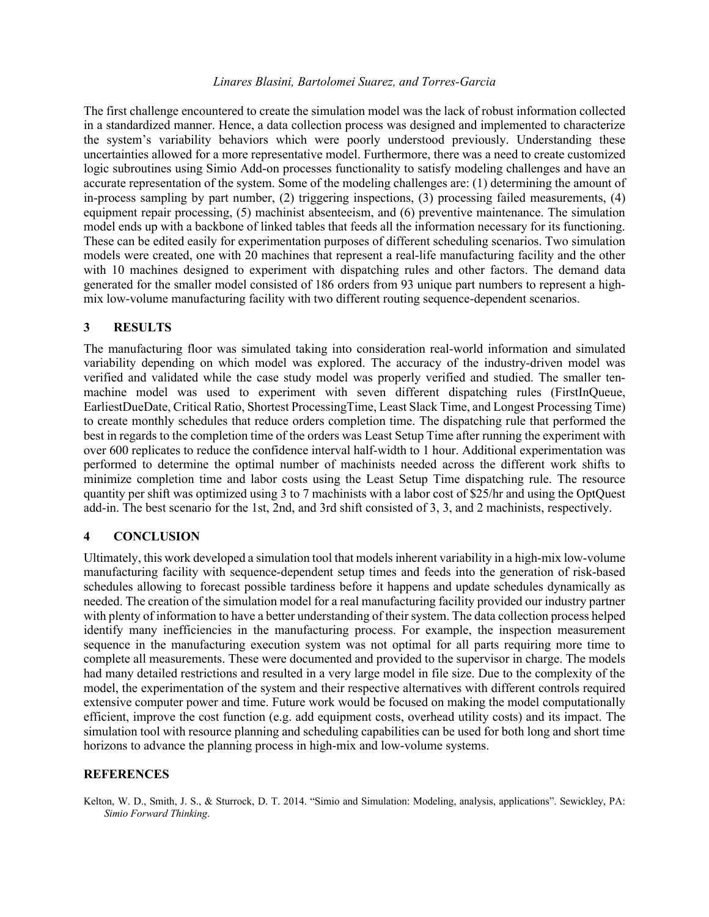The first challenge encountered to create the simulation model was the lack of robust information collected in a standardized manner. Hence, a data collection process was designed and implemented to characterize the system's variability behaviors which were poorly understood previously. Understanding these uncertainties allowed for a more representative model. Furthermore, there was a need to create customized logic subroutines using Simio Add-on processes functionality to satisfy modeling challenges and have an accurate representation of the system. Some of the modeling challenges are: (1) determining the amount of in-process sampling by part number, (2) triggering inspections, (3) processing failed measurements, (4) equipment repair processing, (5) machinist absenteeism, and (6) preventive maintenance. The simulation model ends up with a backbone of linked tables that feeds all the information necessary for its functioning. These can be edited easily for experimentation purposes of different scheduling scenarios. Two simulation models were created, one with 20 machines that represent a real-life manufacturing facility and the other with 10 machines designed to experiment with dispatching rules and other factors. The demand data generated for the smaller model consisted of 186 orders from 93 unique part numbers to represent a high-mix low-volume manufacturing facility with two different routing sequence-dependent scenarios.

## 3 RESULTS

The manufacturing floor was simulated taking into consideration real-world information and simulated variability depending on which model was explored. The accuracy of the industry-driven model was verified and validated while the case study model was properly verified and studied. The smaller ten-machine model was used to experiment with seven different dispatching rules (FirstInQueue, EarliestDueDate, Critical Ratio, Shortest ProcessingTime, Least Slack Time, and Longest Processing Time) to create monthly schedules that reduce orders completion time. The dispatching rule that performed the best in regards to the completion time of the orders was Least Setup Time after running the experiment with over 600 replicates to reduce the confidence interval half-width to 1 hour. Additional experimentation was performed to determine the optimal number of machinists needed across the different work shifts to minimize completion time and labor costs using the Least Setup Time dispatching rule. The resource quantity per shift was optimized using 3 to 7 machinists with a labor cost of $25/hr and using the OptQuest add-in. The best scenario for the 1st, 2nd, and 3rd shift consisted of 3, 3, and 2 machinists, respectively.

## 4 CONCLUSION

Ultimately, this work developed a simulation tool that models inherent variability in a high-mix low-volume manufacturing facility with sequence-dependent setup times and feeds into the generation of risk-based schedules allowing to forecast possible tardiness before it happens and update schedules dynamically as needed. The creation of the simulation model for a real manufacturing facility provided our industry partner with plenty of information to have a better understanding of their system. The data collection process helped identify many inefficiencies in the manufacturing process. For example, the inspection measurement sequence in the manufacturing execution system was not optimal for all parts requiring more time to complete all measurements. These were documented and provided to the supervisor in charge. The models had many detailed restrictions and resulted in a very large model in file size. Due to the complexity of the model, the experimentation of the system and their respective alternatives with different controls required extensive computer power and time. Future work would be focused on making the model computationally efficient, improve the cost function (e.g. add equipment costs, overhead utility costs) and its impact. The simulation tool with resource planning and scheduling capabilities can be used for both long and short time horizons to advance the planning process in high-mix and low-volume systems.

## REFERENCES

Kelton, W. D., Smith, J. S., & Sturrock, D. T. 2014. "Simio and Simulation: Modeling, analysis, applications". Sewickley, PA: *Simio Forward Thinking*.